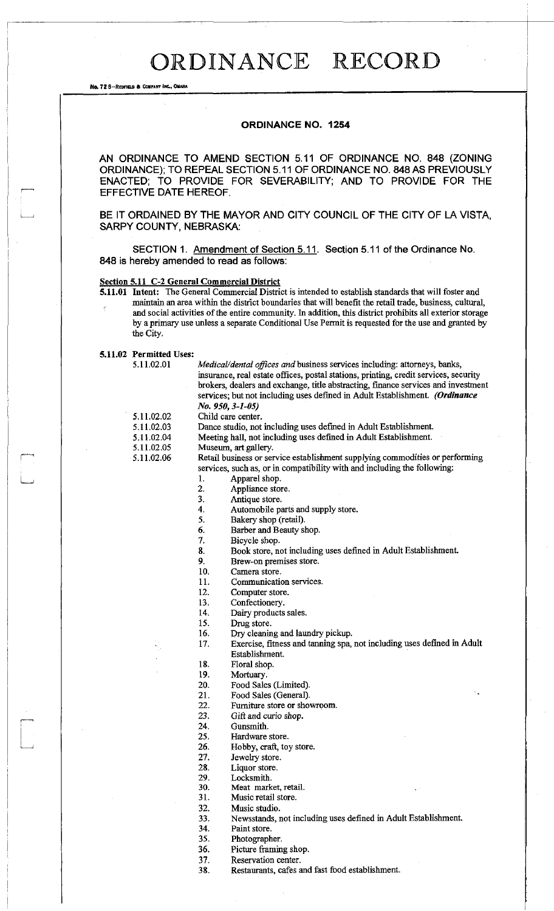# ORDINANCE RECORD

No. 72 8—REDFIELD & COMPANY INC., OMAHA

## ORDINANCE NO. 1254

AN ORDINANCE TO AMEND SECTION 5.11 OF ORDINANCE NO. 848 (ZONING ORDINANCE); TO REPEAL SECTION 5.11 OF ORDINANCE NO. 848 AS PREVIOUSLY ENACTED; TO PROVIDE FOR SEVERABILITY; AND TO PROVIDE FOR THE EFFECTIVE DATE HEREOF.

BE IT ORDAINED BY THE MAYOR AND CITY COUNCIL OF THE CITY OF LA VISTA, SARPY COUNTY, NEBRASKA:

SECTION 1. Amendment of Section 5.11. Section 5.11 of the Ordinance No. 848 is hereby amended to read as follows:

**Section 5.11 C-2 General Commercial District**

**5.11.01 Intent:** The General Commercial District is intended to establish standards that will foster and maintain an area within the district boundaries that will benefit the retail trade, business, cultural, and social activities of the entire community. In addition, this district prohibits all exterior storage by a primary use unless a separate Conditional Use Permit is requested for the use and granted by the City.

**5.11.02 Permitted Uses:**

5.11.02.01 *Medical/dental offices and* business services including: attorneys, banks, insurance, real estate offices, postal stations, printing, credit services, security brokers, dealers and exchange, title abstracting, finance services and investment services; but not including uses defined in Adult Establishment. ***(Ordinance No. 950, 3-1-05)***

5.11.02.02 Child care center.

5.11.02.03 Dance studio, not including uses defined in Adult Establishment.

5.11.02.04 Meeting hall, not including uses defined in Adult Establishment.

5.11.02.05 Museum, art gallery.

5.11.02.06 Retail business or service establishment supplying commodities or performing services, such as, or in compatibility with and including the following:

1. Apparel shop.
2. Appliance store.
3. Antique store.
4. Automobile parts and supply store.
5. Bakery shop (retail).
6. Barber and Beauty shop.
7. Bicycle shop.
8. Book store, not including uses defined in Adult Establishment.
9. Brew-on premises store.
10. Camera store.
11. Communication services.
12. Computer store.
13. Confectionery.
14. Dairy products sales.
15. Drug store.
16. Dry cleaning and laundry pickup.
17. Exercise, fitness and tanning spa, not including uses defined in Adult Establishment.
18. Floral shop.
19. Mortuary.
20. Food Sales (Limited).
21. Food Sales (General).
22. Furniture store or showroom.
23. Gift and curio shop.
24. Gunsmith.
25. Hardware store.
26. Hobby, craft, toy store.
27. Jewelry store.
28. Liquor store.
29. Locksmith.
30. Meat market, retail.
31. Music retail store.
32. Music studio.
33. Newsstands, not including uses defined in Adult Establishment.
34. Paint store.
35. Photographer.
36. Picture framing shop.
37. Reservation center.
38. Restaurants, cafes and fast food establishment.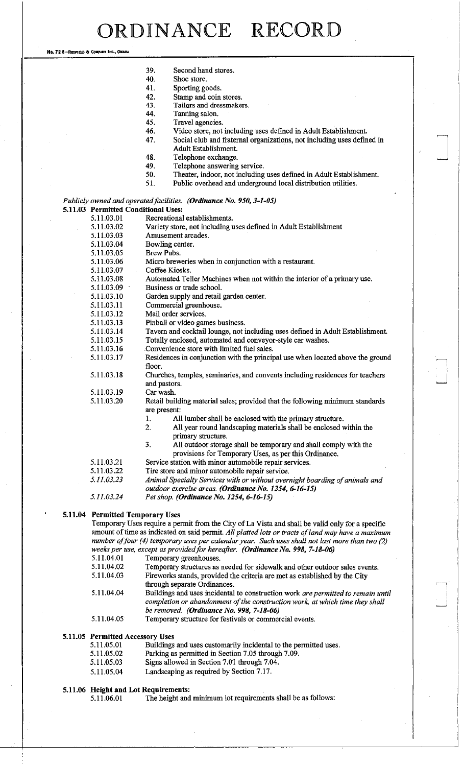39. Second hand stores.
40. Shoe store.
41. Sporting goods.
42. Stamp and coin stores.
43. Tailors and dressmakers.
44. Tanning salon.
45. Travel agencies.
46. Video store, not including uses defined in Adult Establishment.
47. Social club and fraternal organizations, not including uses defined in Adult Establishment.
48. Telephone exchange.
49. Telephone answering service.
50. Theater, indoor, not including uses defined in Adult Establishment.
51. Public overhead and underground local distribution utilities.

*Publicly owned and operated facilities.* ***(Ordinance No. 950, 3-1-05)***

**5.11.03 Permitted Conditional Uses:**

- 5.11.03.01 Recreational establishments.
- 5.11.03.02 Variety store, not including uses defined in Adult Establishment
- 5.11.03.03 Amusement arcades.
- 5.11.03.04 Bowling center.
- 5.11.03.05 Brew Pubs.
- 5.11.03.06 Micro breweries when in conjunction with a restaurant.
- 5.11.03.07 Coffee Kiosks.
- 5.11.03.08 Automated Teller Machines when not within the interior of a primary use.
- 5.11.03.09 Business or trade school.
- 5.11.03.10 Garden supply and retail garden center.
- 5.11.03.11 Commercial greenhouse.
- 5.11.03.12 Mail order services.
- 5.11.03.13 Pinball or video games business.
- 5.11.03.14 Tavern and cocktail lounge, not including uses defined in Adult Establishment.
- 5.11.03.15 Totally enclosed, automated and conveyor-style car washes.
- 5.11.03.16 Convenience store with limited fuel sales.
- 5.11.03.17 Residences in conjunction with the principal use when located above the ground floor.
- 5.11.03.18 Churches, temples, seminaries, and convents including residences for teachers and pastors.
- 5.11.03.19 Car wash.
- 5.11.03.20 Retail building material sales; provided that the following minimum standards are present:
  1. All lumber shall be enclosed with the primary structure.
  2. All year round landscaping materials shall be enclosed within the primary structure.
  3. All outdoor storage shall be temporary and shall comply with the provisions for Temporary Uses, as per this Ordinance.
- 5.11.03.21 Service station with minor automobile repair services.
- 5.11.03.22 Tire store and minor automobile repair service.
- *5.11.03.23 Animal Specialty Services with or without overnight boarding of animals and outdoor exercise areas.* ***(Ordinance No. 1254, 6-16-15)***
- *5.11.03.24 Pet shop.* ***(Ordinance No. 1254, 6-16-15)***

**5.11.04 Permitted Temporary Uses**

Temporary Uses require a permit from the City of La Vista and shall be valid only for a specific amount of time as indicated on said permit. *All platted lots or tracts of land may have a maximum number of four (4) temporary uses per calendar year. Such uses shall not last more than two (2) weeks per use, except as provided for hereafter.* ***(Ordinance No. 998, 7-18-06)***

- 5.11.04.01 Temporary greenhouses.
- 5.11.04.02 Temporary structures as needed for sidewalk and other outdoor sales events.
- 5.11.04.03 Fireworks stands, provided the criteria are met as established by the City through separate Ordinances.
- 5.11.04.04 Buildings and uses incidental to construction work *are permitted to remain until completion or abandonment of the construction work, at which time they shall be removed.* ***(Ordinance No. 998, 7-18-06)***
- 5.11.04.05 Temporary structure for festivals or commercial events.

**5.11.05 Permitted Accessory Uses**

- 5.11.05.01 Buildings and uses customarily incidental to the permitted uses.
- 5.11.05.02 Parking as permitted in Section 7.05 through 7.09.
- 5.11.05.03 Signs allowed in Section 7.01 through 7.04.
- 5.11.05.04 Landscaping as required by Section 7.17.

**5.11.06 Height and Lot Requirements:**

- 5.11.06.01 The height and minimum lot requirements shall be as follows: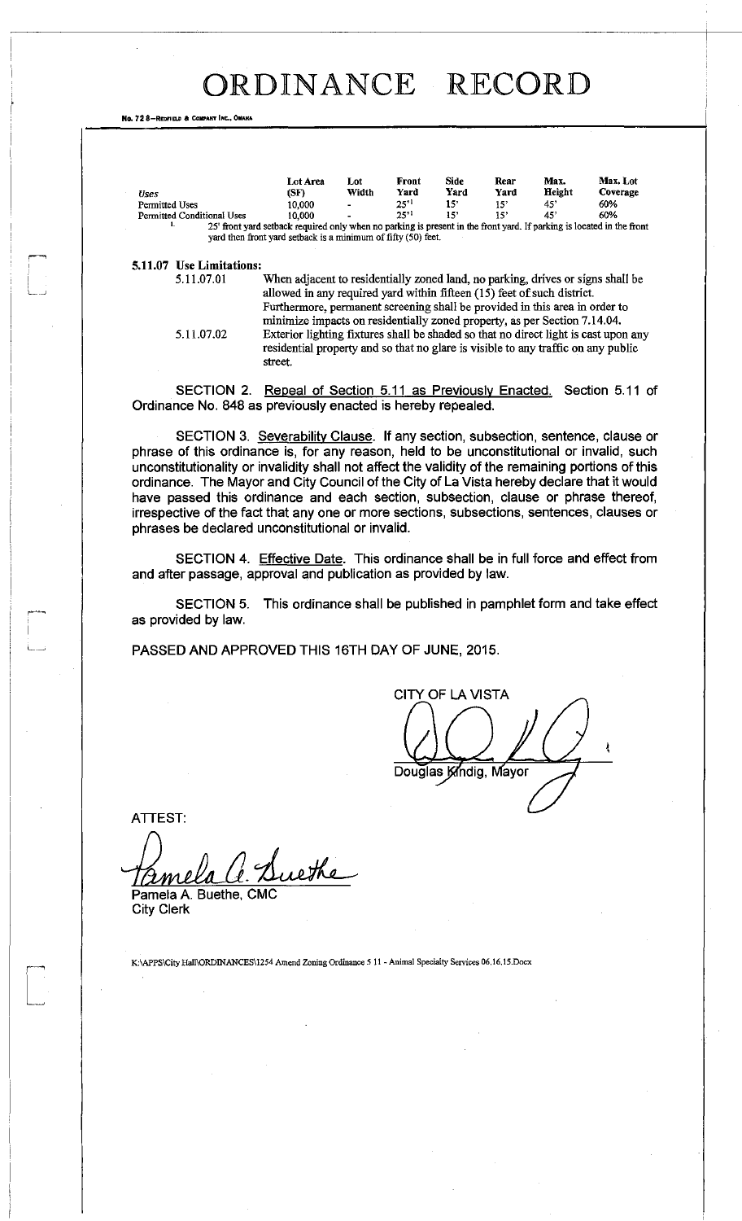# ORDINANCE RECORD

| Uses | Lot Area (SF) | Lot Width | Front Yard | Side Yard | Rear Yard | Max. Height | Max. Lot Coverage |
|---|---|---|---|---|---|---|---|
| Permitted Uses | 10,000 | - | 25'[1] | 15' | 15' | 45' | 60% |
| Permitted Conditional Uses | 10,000 | - | 25'[1] | 15' | 15' | 45' | 60% |

1. 25' front yard setback required only when no parking is present in the front yard. If parking is located in the front yard then front yard setback is a minimum of fifty (50) feet.

**5.11.07 Use Limitations:**

5.11.07.01 When adjacent to residentially zoned land, no parking, drives or signs shall be allowed in any required yard within fifteen (15) feet of such district. Furthermore, permanent screening shall be provided in this area in order to minimize impacts on residentially zoned property, as per Section 7.14.04.

5.11.07.02 Exterior lighting fixtures shall be shaded so that no direct light is cast upon any residential property and so that no glare is visible to any traffic on any public street.

SECTION 2. Repeal of Section 5.11 as Previously Enacted. Section 5.11 of Ordinance No. 848 as previously enacted is hereby repealed.

SECTION 3. Severability Clause. If any section, subsection, sentence, clause or phrase of this ordinance is, for any reason, held to be unconstitutional or invalid, such unconstitutionality or invalidity shall not affect the validity of the remaining portions of this ordinance. The Mayor and City Council of the City of La Vista hereby declare that it would have passed this ordinance and each section, subsection, clause or phrase thereof, irrespective of the fact that any one or more sections, subsections, sentences, clauses or phrases be declared unconstitutional or invalid.

SECTION 4. Effective Date. This ordinance shall be in full force and effect from and after passage, approval and publication as provided by law.

SECTION 5. This ordinance shall be published in pamphlet form and take effect as provided by law.

PASSED AND APPROVED THIS 16TH DAY OF JUNE, 2015.

CITY OF LA VISTA

Douglas Kindig, Mayor

ATTEST:

Pamela A. Buethe, CMC
City Clerk

K:\APPS\City Hall\ORDINANCES\1254 Amend Zoning Ordinance 5 11 - Animal Specialty Services 06.16.15.Docx